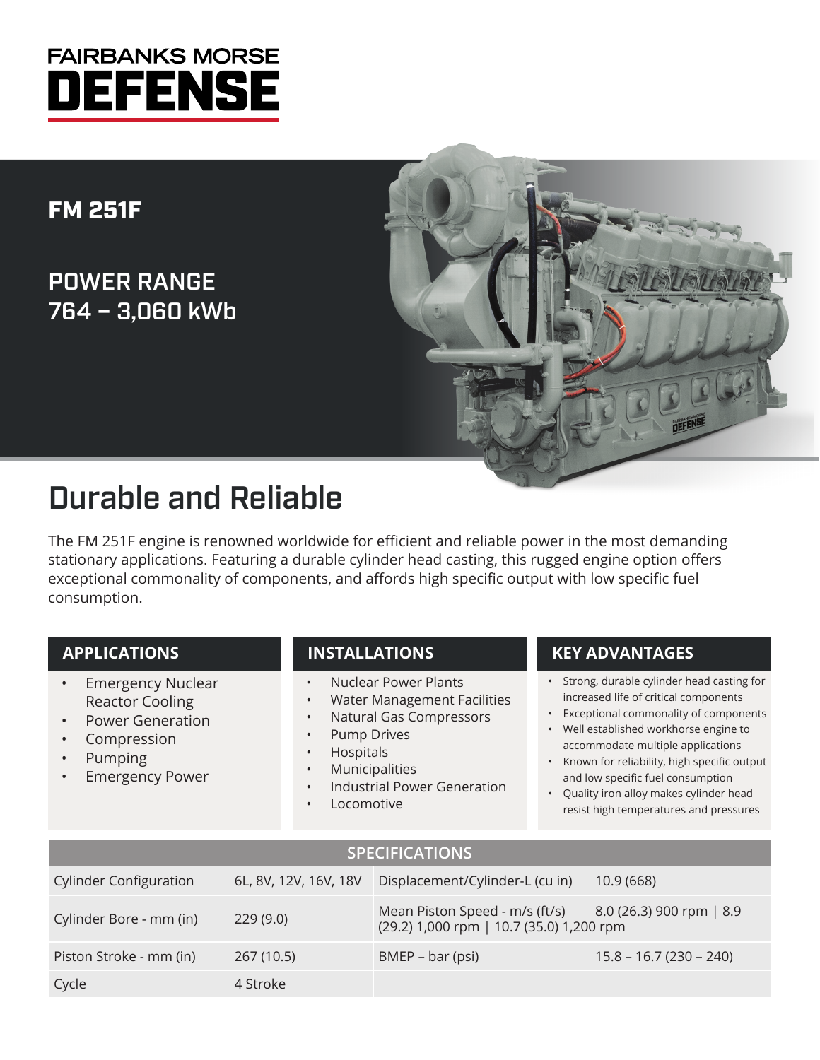# FAIRBANKS MORSE DEFENSE

## FM 251F

## POWER RANGE
## 764 – 3,060 kWb

# Durable and Reliable

The FM 251F engine is renowned worldwide for efficient and reliable power in the most demanding stationary applications. Featuring a durable cylinder head casting, this rugged engine option offers exceptional commonality of components, and affords high specific output with low specific fuel consumption.

### APPLICATIONS

- Emergency Nuclear Reactor Cooling
- Power Generation
- Compression
- Pumping
- Emergency Power

### INSTALLATIONS

- Nuclear Power Plants
- Water Management Facilities
- Natural Gas Compressors
- Pump Drives
- Hospitals
- Municipalities
- Industrial Power Generation
- Locomotive

### KEY ADVANTAGES

- Strong, durable cylinder head casting for increased life of critical components
- Exceptional commonality of components
- Well established workhorse engine to accommodate multiple applications
- Known for reliability, high specific output and low specific fuel consumption
- Quality iron alloy makes cylinder head resist high temperatures and pressures

| SPECIFICATIONS | | | |
|---|---|---|---|
| Cylinder Configuration | 6L, 8V, 12V, 16V, 18V | Displacement/Cylinder-L (cu in) | 10.9 (668) |
| Cylinder Bore - mm (in) | 229 (9.0) | Mean Piston Speed - m/s (ft/s) | 8.0 (26.3) 900 rpm \| 8.9 (29.2) 1,000 rpm \| 10.7 (35.0) 1,200 rpm |
| Piston Stroke - mm (in) | 267 (10.5) | BMEP – bar (psi) | 15.8 – 16.7 (230 – 240) |
| Cycle | 4 Stroke | | |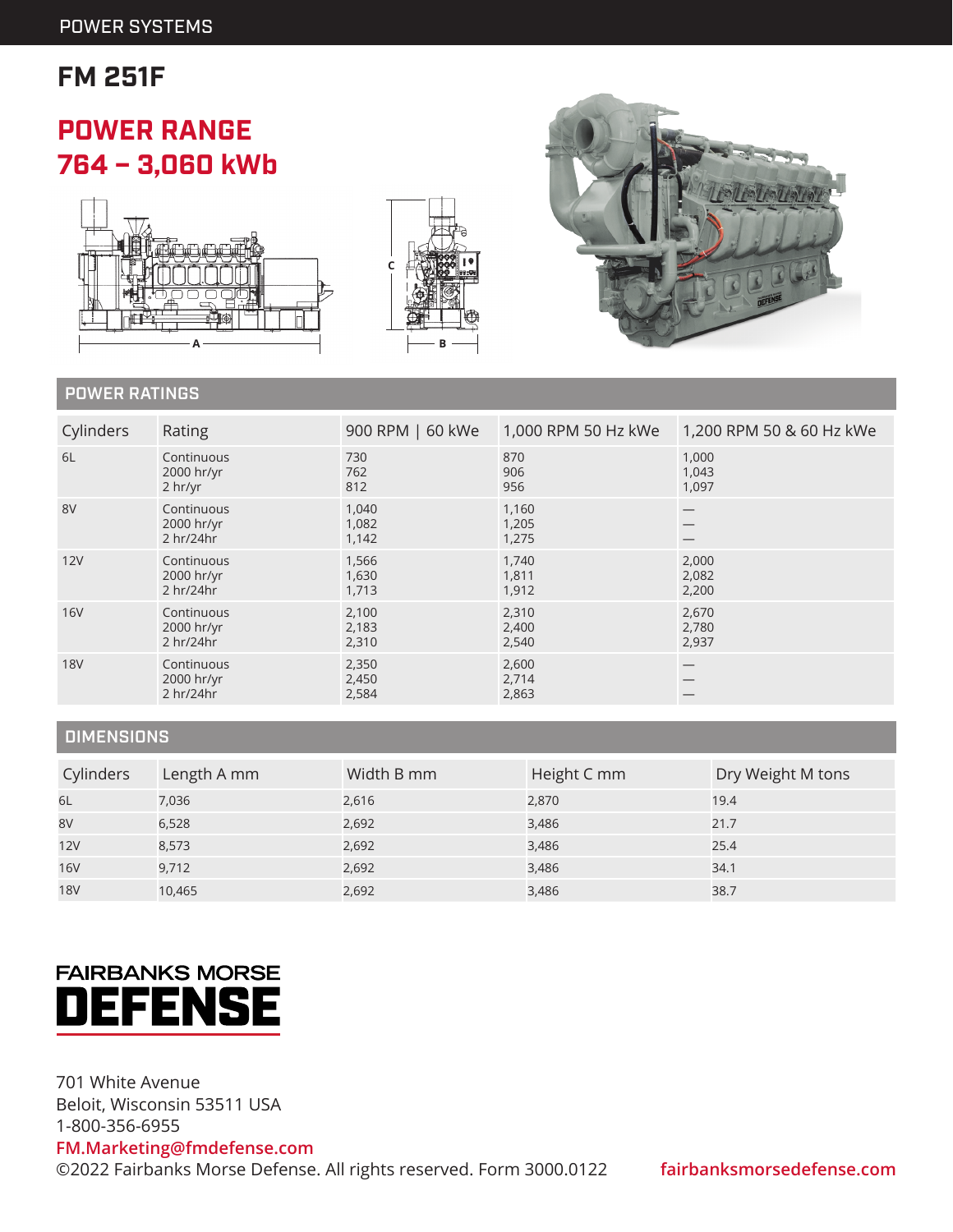# FM 251F

## POWER RANGE
## 764 – 3,060 kWb

A

C

B

## POWER RATINGS

| Cylinders | Rating | 900 RPM \| 60 kWe | 1,000 RPM 50 Hz kWe | 1,200 RPM 50 & 60 Hz kWe |
|---|---|---|---|---|
| 6L | Continuous<br>2000 hr/yr<br>2 hr/yr | 730<br>762<br>812 | 870<br>906<br>956 | 1,000<br>1,043<br>1,097 |
| 8V | Continuous<br>2000 hr/yr<br>2 hr/24hr | 1,040<br>1,082<br>1,142 | 1,160<br>1,205<br>1,275 | —<br>—<br>— |
| 12V | Continuous<br>2000 hr/yr<br>2 hr/24hr | 1,566<br>1,630<br>1,713 | 1,740<br>1,811<br>1,912 | 2,000<br>2,082<br>2,200 |
| 16V | Continuous<br>2000 hr/yr<br>2 hr/24hr | 2,100<br>2,183<br>2,310 | 2,310<br>2,400<br>2,540 | 2,670<br>2,780<br>2,937 |
| 18V | Continuous<br>2000 hr/yr<br>2 hr/24hr | 2,350<br>2,450<br>2,584 | 2,600<br>2,714<br>2,863 | —<br>—<br>— |

## DIMENSIONS

| Cylinders | Length A mm | Width B mm | Height C mm | Dry Weight M tons |
|---|---|---|---|---|
| 6L | 7,036 | 2,616 | 2,870 | 19.4 |
| 8V | 6,528 | 2,692 | 3,486 | 21.7 |
| 12V | 8,573 | 2,692 | 3,486 | 25.4 |
| 16V | 9,712 | 2,692 | 3,486 | 34.1 |
| 18V | 10,465 | 2,692 | 3,486 | 38.7 |

FAIRBANKS MORSE
**DEFENSE**

701 White Avenue
Beloit, Wisconsin 53511 USA
1-800-356-6955
FM.Marketing@fmdefense.com
©2022 Fairbanks Morse Defense. All rights reserved. Form 3000.0122

fairbanksmorsedefense.com